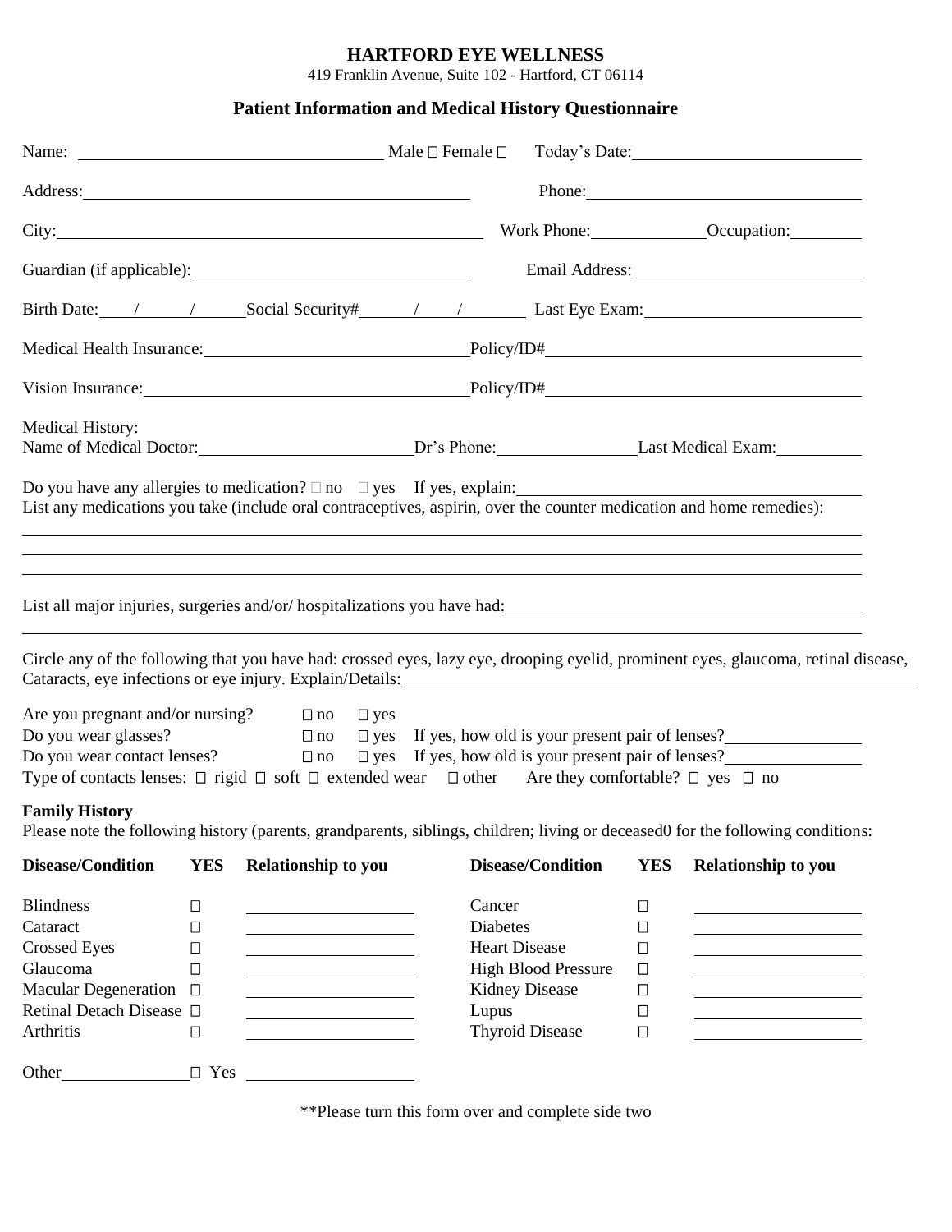# HARTFORD EYE WELLNESS

419 Franklin Avenue, Suite 102 - Hartford, CT 06114

## Patient Information and Medical History Questionnaire

Name: ______________________ Male ☐ Female ☐ Today's Date: ______________________

Address: ______________________ Phone: ______________________

City: ______________________ Work Phone: __________ Occupation: __________

Guardian (if applicable): ______________________ Email Address: ______________________

Birth Date: ___/___/___ Social Security# ___/___/___ Last Eye Exam: ______________________

Medical Health Insurance: ______________________ Policy/ID# ______________________

Vision Insurance: ______________________ Policy/ID# ______________________

Medical History:
Name of Medical Doctor: ______________________ Dr's Phone: ______________ Last Medical Exam: __________

Do you have any allergies to medication? ☐ no ☐ yes If yes, explain: ______________________

List any medications you take (include oral contraceptives, aspirin, over the counter medication and home remedies):

______________________________________________________________________

______________________________________________________________________

______________________________________________________________________

List all major injuries, surgeries and/or/ hospitalizations you have had: ______________________

______________________________________________________________________

Circle any of the following that you have had: crossed eyes, lazy eye, drooping eyelid, prominent eyes, glaucoma, retinal disease, Cataracts, eye infections or eye injury. Explain/Details: ______________________

Are you pregnant and/or nursing? ☐ no ☐ yes

Do you wear glasses? ☐ no ☐ yes If yes, how old is your present pair of lenses? ______________

Do you wear contact lenses? ☐ no ☐ yes If yes, how old is your present pair of lenses? ______________

Type of contacts lenses: ☐ rigid ☐ soft ☐ extended wear ☐ other Are they comfortable? ☐ yes ☐ no

**Family History**

Please note the following history (parents, grandparents, siblings, children; living or deceased0 for the following conditions:

| Disease/Condition | YES | Relationship to you | Disease/Condition | YES | Relationship to you |
|---|---|---|---|---|---|
| Blindness | ☐ | ______________ | Cancer | ☐ | ______________ |
| Cataract | ☐ | ______________ | Diabetes | ☐ | ______________ |
| Crossed Eyes | ☐ | ______________ | Heart Disease | ☐ | ______________ |
| Glaucoma | ☐ | ______________ | High Blood Pressure | ☐ | ______________ |
| Macular Degeneration | ☐ | ______________ | Kidney Disease | ☐ | ______________ |
| Retinal Detach Disease | ☐ | ______________ | Lupus | ☐ | ______________ |
| Arthritis | ☐ | ______________ | Thyroid Disease | ☐ | ______________ |
| Other __________ | ☐ Yes | ______________ | | | |

**Please turn this form over and complete side two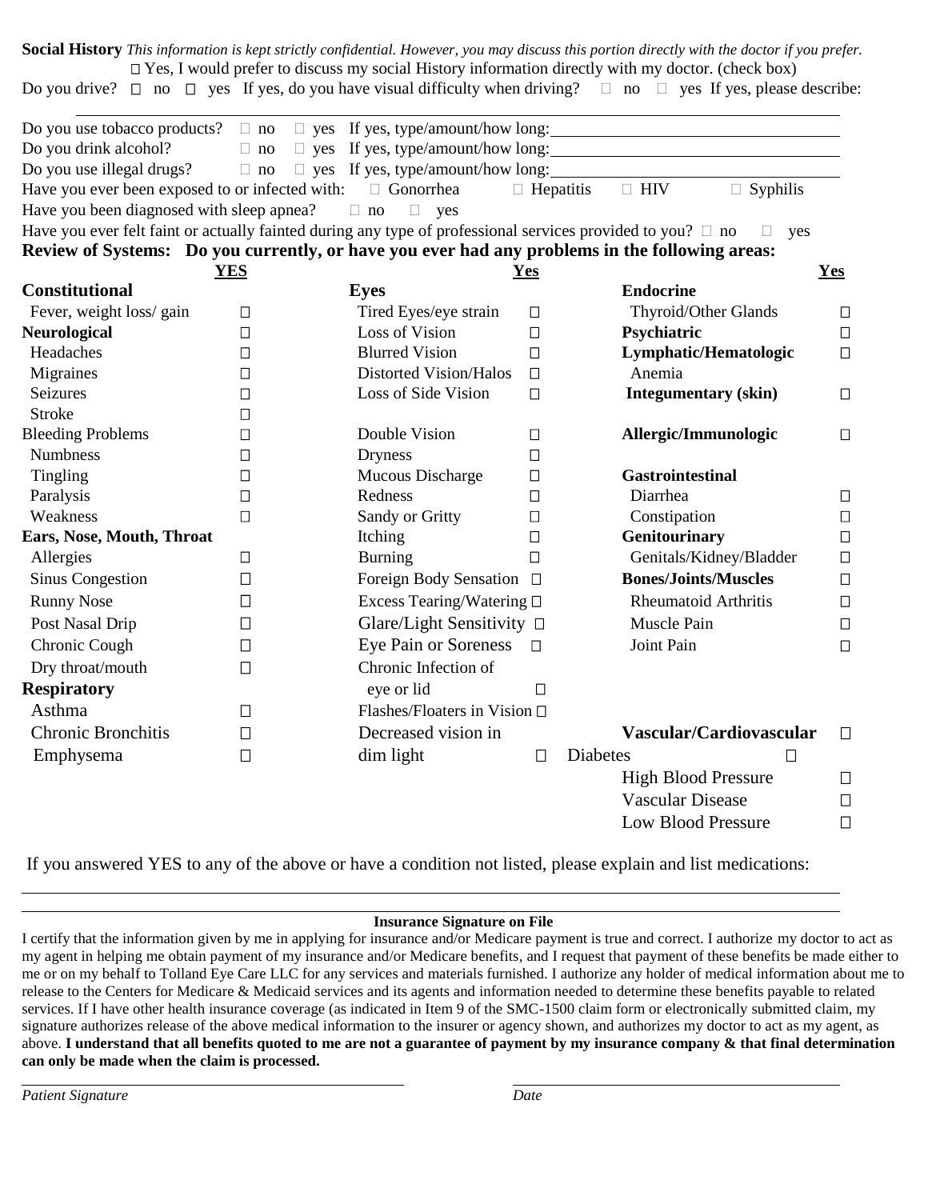**Social History** *This information is kept strictly confidential. However, you may discuss this portion directly with the doctor if you prefer.*

☐ Yes, I would prefer to discuss my social History information directly with my doctor. (check box)

Do you drive? ☐ no ☐ yes If yes, do you have visual difficulty when driving? ☐ no ☐ yes If yes, please describe: \_\_\_\_\_\_\_\_\_\_\_\_\_\_\_\_\_\_\_\_\_\_\_\_\_\_\_\_\_\_\_\_\_\_\_\_\_\_\_\_

Do you use tobacco products? ☐ no ☐ yes If yes, type/amount/how long: \_\_\_\_\_\_\_\_\_\_\_\_\_\_\_\_\_\_\_\_\_\_\_\_\_\_\_\_

Do you drink alcohol? ☐ no ☐ yes If yes, type/amount/how long: \_\_\_\_\_\_\_\_\_\_\_\_\_\_\_\_\_\_\_\_\_\_\_\_\_\_\_\_

Do you use illegal drugs? ☐ no ☐ yes If yes, type/amount/how long: \_\_\_\_\_\_\_\_\_\_\_\_\_\_\_\_\_\_\_\_\_\_\_\_\_\_\_\_

Have you ever been exposed to or infected with: ☐ Gonorrhea ☐ Hepatitis ☐ HIV ☐ Syphilis

Have you been diagnosed with sleep apnea? ☐ no ☐ yes

Have you ever felt faint or actually fainted during any type of professional services provided to you? ☐ no ☐ yes

**Review of Systems: Do you currently, or have you ever had any problems in the following areas:**

| | YES | | Yes | | Yes |
|---|---|---|---|---|---|
| **Constitutional** | | **Eyes** | | **Endocrine** | |
| Fever, weight loss/ gain | ☐ | Tired Eyes/eye strain | ☐ | Thyroid/Other Glands | ☐ |
| **Neurological** | ☐ | Loss of Vision | ☐ | **Psychiatric** | ☐ |
| Headaches | ☐ | Blurred Vision | ☐ | **Lymphatic/Hematologic** | ☐ |
| Migraines | ☐ | Distorted Vision/Halos | ☐ | Anemia | |
| Seizures | ☐ | Loss of Side Vision | ☐ | **Integumentary (skin)** | ☐ |
| Stroke | ☐ | | | | |
| Bleeding Problems | ☐ | Double Vision | ☐ | **Allergic/Immunologic** | ☐ |
| Numbness | ☐ | Dryness | ☐ | | |
| Tingling | ☐ | Mucous Discharge | ☐ | **Gastrointestinal** | |
| Paralysis | ☐ | Redness | ☐ | Diarrhea | ☐ |
| Weakness | ☐ | Sandy or Gritty | ☐ | Constipation | ☐ |
| **Ears, Nose, Mouth, Throat** | | Itching | ☐ | **Genitourinary** | ☐ |
| Allergies | ☐ | Burning | ☐ | Genitals/Kidney/Bladder | ☐ |
| Sinus Congestion | ☐ | Foreign Body Sensation | ☐ | **Bones/Joints/Muscles** | ☐ |
| Runny Nose | ☐ | Excess Tearing/Watering | ☐ | Rheumatoid Arthritis | ☐ |
| Post Nasal Drip | ☐ | Glare/Light Sensitivity | ☐ | Muscle Pain | ☐ |
| Chronic Cough | ☐ | Eye Pain or Soreness | ☐ | Joint Pain | ☐ |
| Dry throat/mouth | ☐ | Chronic Infection of eye or lid | ☐ | | |
| **Respiratory** | | | | | |
| Asthma | ☐ | Flashes/Floaters in Vision | ☐ | | |
| Chronic Bronchitis | ☐ | Decreased vision in dim light | ☐ | **Vascular/Cardiovascular** | ☐ |
| Emphysema | ☐ | | | Diabetes | ☐ |
| | | | | High Blood Pressure | ☐ |
| | | | | Vascular Disease | ☐ |
| | | | | Low Blood Pressure | ☐ |

If you answered YES to any of the above or have a condition not listed, please explain and list medications:

\_\_\_\_\_\_\_\_\_\_\_\_\_\_\_\_\_\_\_\_\_\_\_\_\_\_\_\_\_\_\_\_\_\_\_\_\_\_\_\_\_\_\_\_\_\_\_\_\_\_\_\_\_\_\_\_\_\_\_\_\_\_\_\_\_\_\_\_\_\_\_\_\_\_\_\_

\_\_\_\_\_\_\_\_\_\_\_\_\_\_\_\_\_\_\_\_\_\_\_\_\_\_\_\_\_\_\_\_\_\_\_\_\_\_\_\_\_\_\_\_\_\_\_\_\_\_\_\_\_\_\_\_\_\_\_\_\_\_\_\_\_\_\_\_\_\_\_\_\_\_\_\_

**Insurance Signature on File**

I certify that the information given by me in applying for insurance and/or Medicare payment is true and correct. I authorize my doctor to act as my agent in helping me obtain payment of my insurance and/or Medicare benefits, and I request that payment of these benefits be made either to me or on my behalf to Tolland Eye Care LLC for any services and materials furnished. I authorize any holder of medical information about me to release to the Centers for Medicare & Medicaid services and its agents and information needed to determine these benefits payable to related services. If I have other health insurance coverage (as indicated in Item 9 of the SMC-1500 claim form or electronically submitted claim, my signature authorizes release of the above medical information to the insurer or agency shown, and authorizes my doctor to act as my agent, as above. **I understand that all benefits quoted to me are not a guarantee of payment by my insurance company & that final determination can only be made when the claim is processed.**

\_\_\_\_\_\_\_\_\_\_\_\_\_\_\_\_\_\_\_\_\_\_\_\_\_\_\_\_\_\_\_\_\_\_\_\_\_\_\_\_ \_\_\_\_\_\_\_\_\_\_\_\_\_\_\_\_\_\_\_\_\_\_\_\_\_\_\_\_\_\_\_\_\_\_\_\_\_\_\_\_

*Patient Signature* *Date*